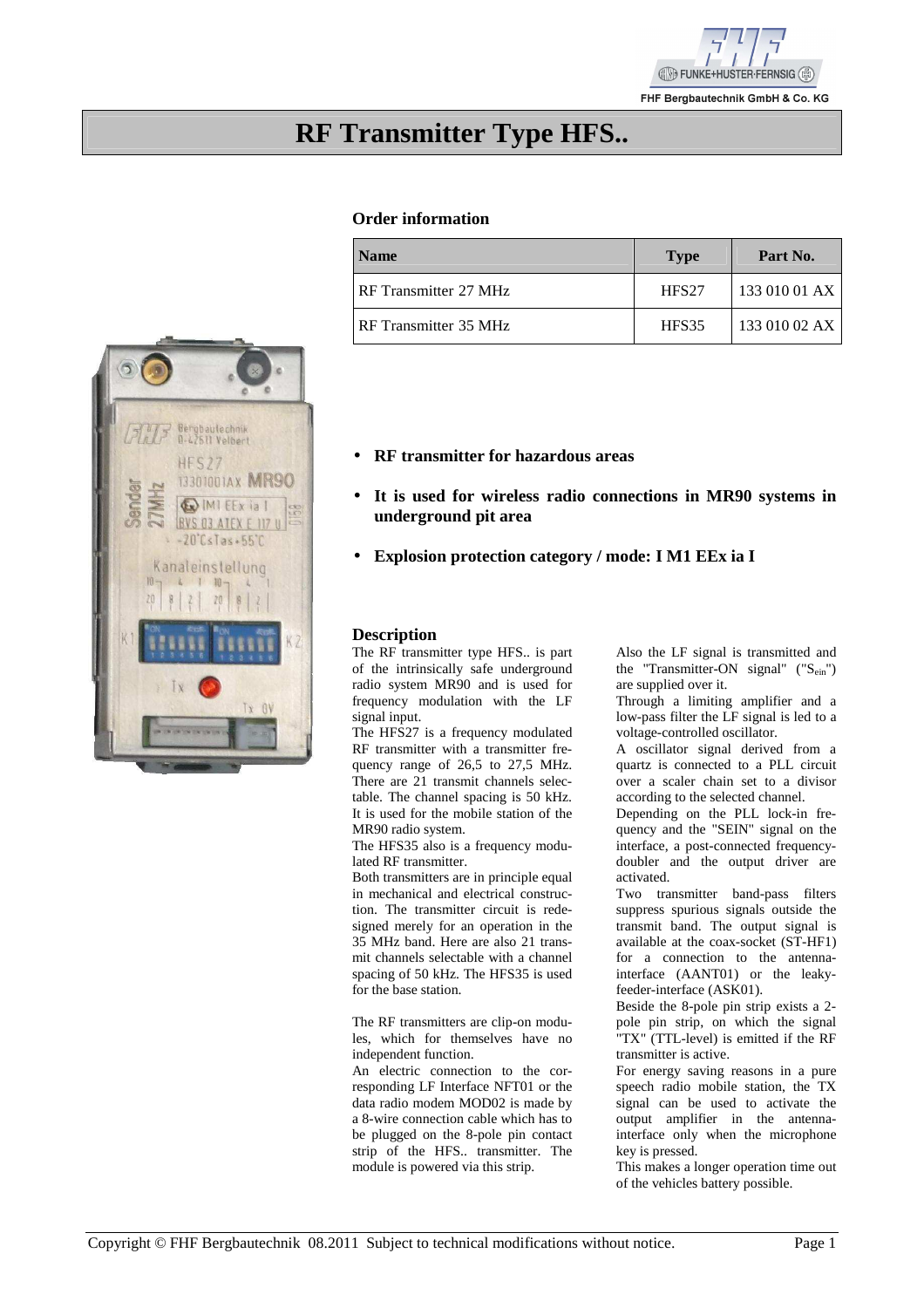# RF Transmitter Type HFS..

## Order information

| Name | Type | Part No. |
|---|---|---|
| RF Transmitter 27 MHz | HFS27 | 133 010 01 AX |
| RF Transmitter 35 MHz | HFS35 | 133 010 02 AX |

- **RF transmitter for hazardous areas**
- **It is used for wireless radio connections in MR90 systems in underground pit area**
- **Explosion protection category / mode: I M1 EEx ia I**

## Description

The RF transmitter type HFS.. is part of the intrinsically safe underground radio system MR90 and is used for frequency modulation with the LF signal input.

The HFS27 is a frequency modulated RF transmitter with a transmitter frequency range of 26,5 to 27,5 MHz. There are 21 transmit channels selectable. The channel spacing is 50 kHz. It is used for the mobile station of the MR90 radio system.

The HFS35 also is a frequency modulated RF transmitter.

Both transmitters are in principle equal in mechanical and electrical construction. The transmitter circuit is redesigned merely for an operation in the 35 MHz band. Here are also 21 transmit channels selectable with a channel spacing of 50 kHz. The HFS35 is used for the base station.

The RF transmitters are clip-on modules, which for themselves have no independent function.

An electric connection to the corresponding LF Interface NFT01 or the data radio modem MOD02 is made by a 8-wire connection cable which has to be plugged on the 8-pole pin contact strip of the HFS.. transmitter. The module is powered via this strip.

Also the LF signal is transmitted and the "Transmitter-ON signal" ("$S_{ein}$") are supplied over it.

Through a limiting amplifier and a low-pass filter the LF signal is led to a voltage-controlled oscillator.

A oscillator signal derived from a quartz is connected to a PLL circuit over a scaler chain set to a divisor according to the selected channel.

Depending on the PLL lock-in frequency and the "SEIN" signal on the interface, a post-connected frequency-doubler and the output driver are activated.

Two transmitter band-pass filters suppress spurious signals outside the transmit band. The output signal is available at the coax-socket (ST-HF1) for a connection to the antenna-interface (AANT01) or the leaky-feeder-interface (ASK01).

Beside the 8-pole pin strip exists a 2-pole pin strip, on which the signal "TX" (TTL-level) is emitted if the RF transmitter is active.

For energy saving reasons in a pure speech radio mobile station, the TX signal can be used to activate the output amplifier in the antenna-interface only when the microphone key is pressed.

This makes a longer operation time out of the vehicles battery possible.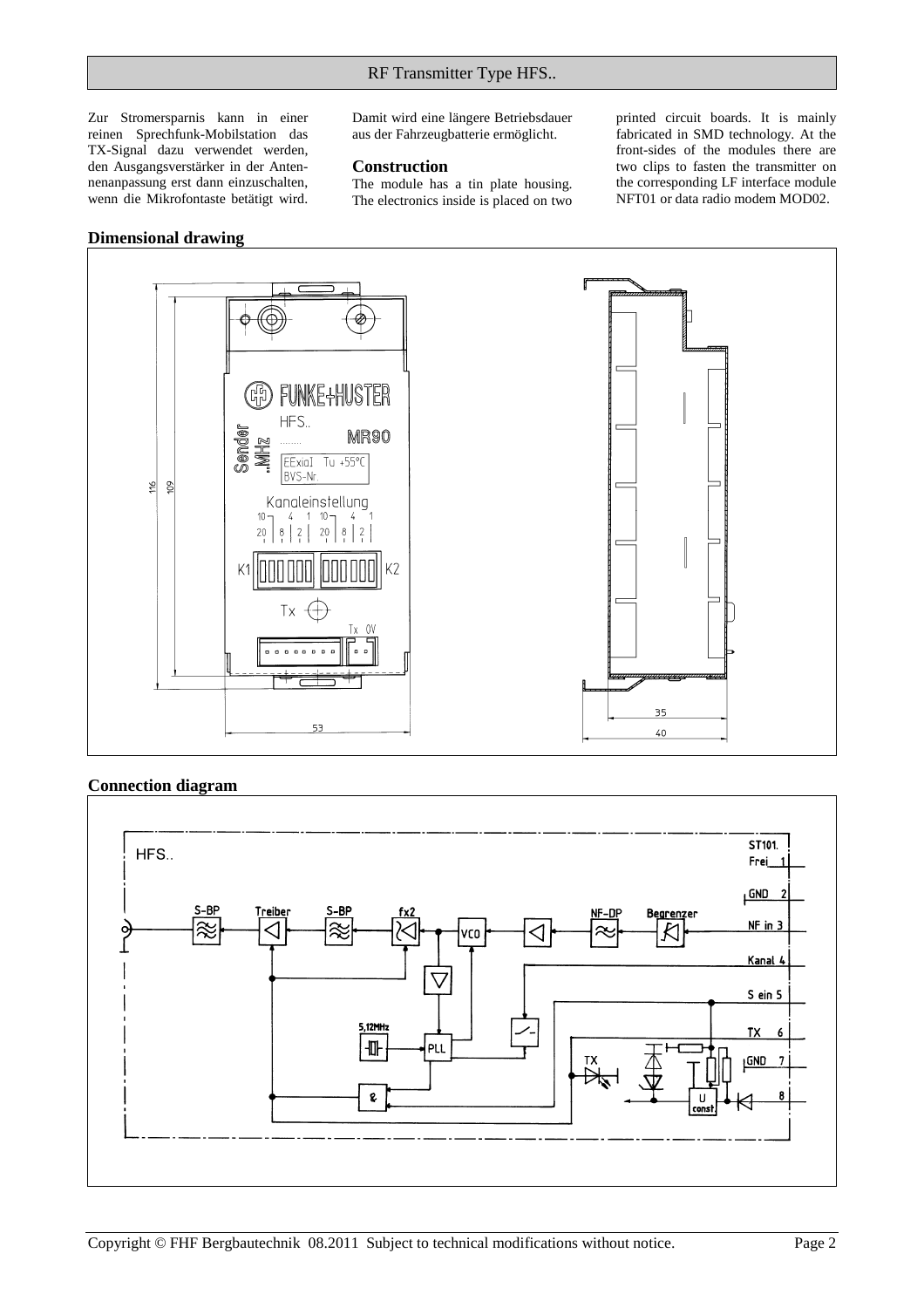Zur Stromersparnis kann in einer reinen Sprechfunk-Mobilstation das TX-Signal dazu verwendet werden, den Ausgangsverstärker in der Antennenanpassung erst dann einzuschalten, wenn die Mikrofontaste betätigt wird. Damit wird eine längere Betriebsdauer aus der Fahrzeugbatterie ermöglicht.

### Construction

The module has a tin plate housing. The electronics inside is placed on two printed circuit boards. It is mainly fabricated in SMD technology. At the front-sides of the modules there are two clips to fasten the transmitter on the corresponding LF interface module NFT01 or data radio modem MOD02.

### Dimensional drawing

### Connection diagram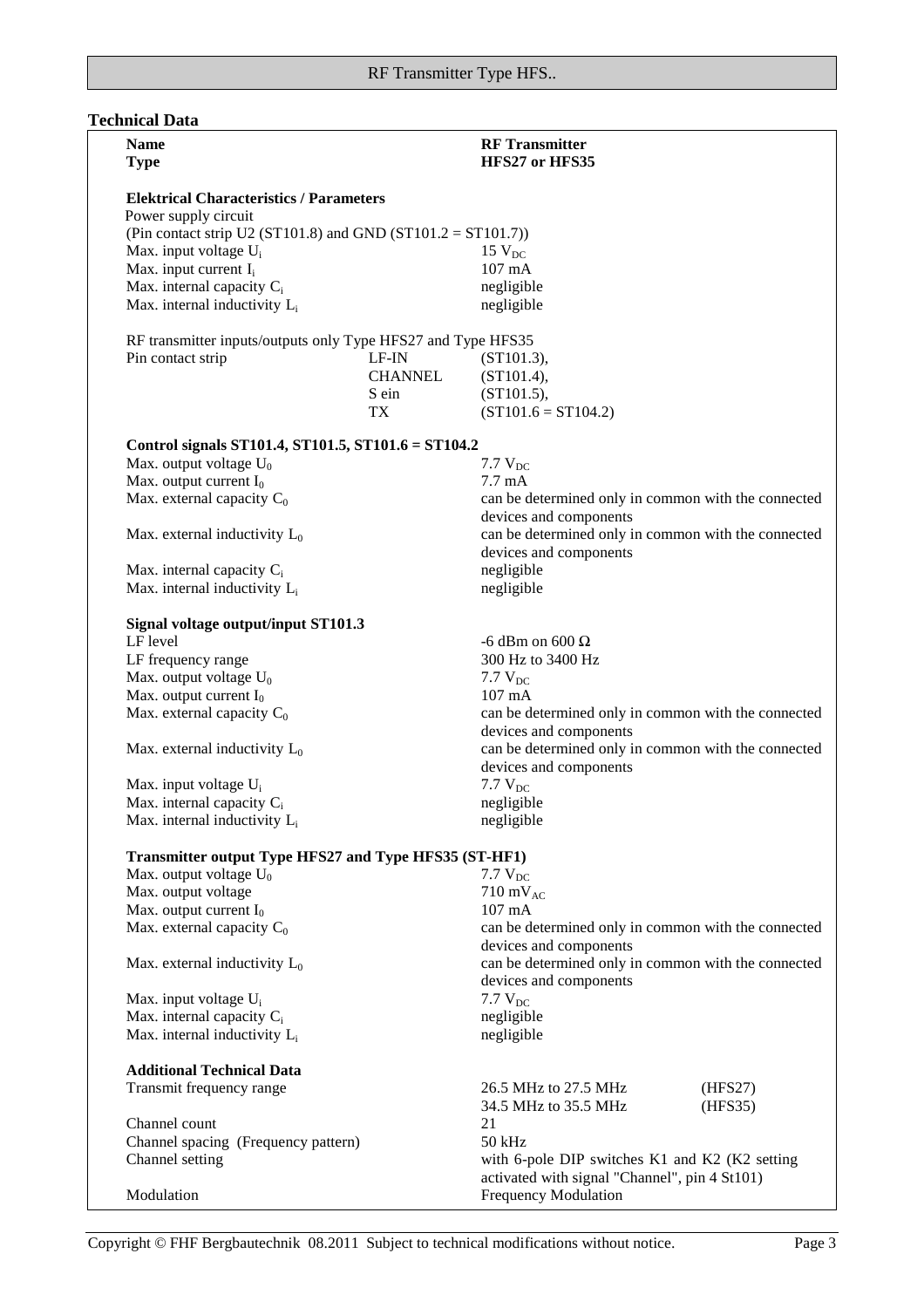## Technical Data

| | |
|---|---|
| **Name** | **RF Transmitter** |
| **Type** | **HFS27 or HFS35** |

**Elektrical Characteristics / Parameters**

Power supply circuit
(Pin contact strip U2 (ST101.8) and GND (ST101.2 = ST101.7))

| | |
|---|---|
| Max. input voltage $U_i$ | 15 $V_{DC}$ |
| Max. input current $I_i$ | 107 mA |
| Max. internal capacity $C_i$ | negligible |
| Max. internal inductivity $L_i$ | negligible |

RF transmitter inputs/outputs only Type HFS27 and Type HFS35

| | | |
|---|---|---|
| Pin contact strip | LF-IN | (ST101.3), |
| | CHANNEL | (ST101.4), |
| | S ein | (ST101.5), |
| | TX | (ST101.6 = ST104.2) |

**Control signals ST101.4, ST101.5, ST101.6 = ST104.2**

| | |
|---|---|
| Max. output voltage $U_0$ | 7.7 $V_{DC}$ |
| Max. output current $I_0$ | 7.7 mA |
| Max. external capacity $C_0$ | can be determined only in common with the connected devices and components |
| Max. external inductivity $L_0$ | can be determined only in common with the connected devices and components |
| Max. internal capacity $C_i$ | negligible |
| Max. internal inductivity $L_i$ | negligible |

**Signal voltage output/input ST101.3**

| | |
|---|---|
| LF level | -6 dBm on 600 Ω |
| LF frequency range | 300 Hz to 3400 Hz |
| Max. output voltage $U_0$ | 7.7 $V_{DC}$ |
| Max. output current $I_0$ | 107 mA |
| Max. external capacity $C_0$ | can be determined only in common with the connected devices and components |
| Max. external inductivity $L_0$ | can be determined only in common with the connected devices and components |
| Max. input voltage $U_i$ | 7.7 $V_{DC}$ |
| Max. internal capacity $C_i$ | negligible |
| Max. internal inductivity $L_i$ | negligible |

**Transmitter output Type HFS27 and Type HFS35 (ST-HF1)**

| | |
|---|---|
| Max. output voltage $U_0$ | 7.7 $V_{DC}$ |
| Max. output voltage | 710 $mV_{AC}$ |
| Max. output current $I_0$ | 107 mA |
| Max. external capacity $C_0$ | can be determined only in common with the connected devices and components |
| Max. external inductivity $L_0$ | can be determined only in common with the connected devices and components |
| Max. input voltage $U_i$ | 7.7 $V_{DC}$ |
| Max. internal capacity $C_i$ | negligible |
| Max. internal inductivity $L_i$ | negligible |

**Additional Technical Data**

| | | |
|---|---|---|
| Transmit frequency range | 26.5 MHz to 27.5 MHz | (HFS27) |
| | 34.5 MHz to 35.5 MHz | (HFS35) |
| Channel count | 21 | |
| Channel spacing (Frequency pattern) | 50 kHz | |
| Channel setting | with 6-pole DIP switches K1 and K2 (K2 setting activated with signal "Channel", pin 4 St101) | |
| Modulation | Frequency Modulation | |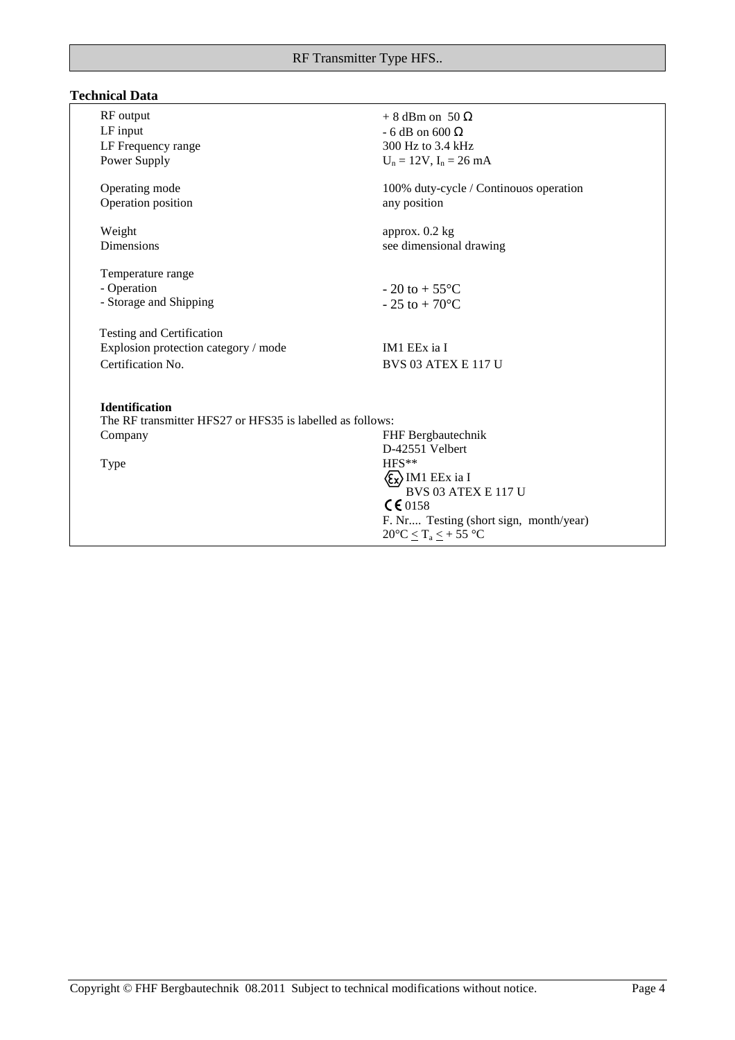## Technical Data

| | |
|---|---|
| RF output | + 8 dBm on 50 Ω |
| LF input | - 6 dB on 600 Ω |
| LF Frequency range | 300 Hz to 3.4 kHz |
| Power Supply | $U_n$ = 12V, $I_n$ = 26 mA |
| Operating mode | 100% duty-cycle / Continouos operation |
| Operation position | any position |
| Weight | approx. 0.2 kg |
| Dimensions | see dimensional drawing |
| Temperature range | |
| - Operation | - 20 to + 55°C |
| - Storage and Shipping | - 25 to + 70°C |
| Testing and Certification | |
| Explosion protection category / mode | IM1 EEx ia I |
| Certification No. | BVS 03 ATEX E 117 U |

**Identification**

The RF transmitter HFS27 or HFS35 is labelled as follows:

| | |
|---|---|
| Company | FHF Bergbautechnik<br>D-42551 Velbert |
| Type | HFS**<br>Ex IM1 EEx ia I<br>BVS 03 ATEX E 117 U<br>CE 0158<br>F. Nr.... Testing (short sign, month/year)<br>20°C $\leq T_a \leq$ + 55 °C |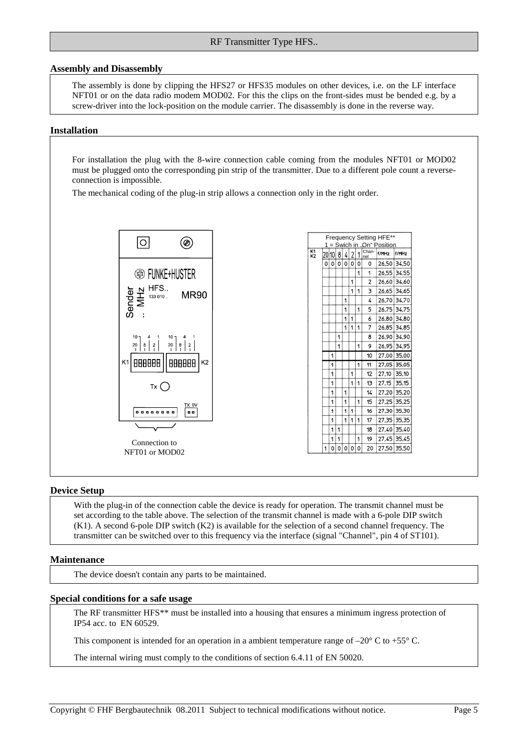## Assembly and Disassembly

The assembly is done by clipping the HFS27 or HFS35 modules on other devices, i.e. on the LF interface NFT01 or on the data radio modem MOD02. For this the clips on the front-sides must be bended e.g. by a screw-driver into the lock-position on the module carrier. The disassembly is done in the reverse way.

## Installation

For installation the plug with the 8-wire connection cable coming from the modules NFT01 or MOD02 must be plugged onto the corresponding pin strip of the transmitter. Due to a different pole count a reverse-connection is impossible.

The mechanical coding of the plug-in strip allows a connection only in the right order.

FUNKE+HUSTER
Sender MHz HFS.. 133 010 .. MR90
K1 K2
Tx
TX 0V

Connection to NFT01 or MOD02

Frequency Setting HFE**
1 = Swich in „On" Position

| K1 K2 | 20 | 10 | 8 | 4 | 2 | 1 | Channel | f/MHz | f/MHz |
|---|---|---|---|---|---|---|---|---|---|
| | 0 | 0 | 0 | 0 | 0 | 0 | 0 | 26,50 | 34,50 |
| | | | | | | 1 | 1 | 26,55 | 34,55 |
| | | | | | 1 | | 2 | 26,60 | 34,60 |
| | | | | | 1 | 1 | 3 | 26,65 | 34,65 |
| | | | | 1 | | | 4 | 26,70 | 34,70 |
| | | | | 1 | | 1 | 5 | 26,75 | 34,75 |
| | | | | 1 | 1 | | 6 | 26,80 | 34,80 |
| | | | | 1 | 1 | 1 | 7 | 26,85 | 34,85 |
| | | | 1 | | | | 8 | 26,90 | 34,90 |
| | | | 1 | | | 1 | 9 | 26,95 | 34,95 |
| | | 1 | | | | | 10 | 27,00 | 35,00 |
| | | 1 | | | | 1 | 11 | 27,05 | 35,05 |
| | | 1 | | | 1 | | 12 | 27,10 | 35,10 |
| | | 1 | | | 1 | 1 | 13 | 27,15 | 35,15 |
| | | 1 | | 1 | | | 14 | 27,20 | 35,20 |
| | | 1 | | 1 | | 1 | 15 | 27,25 | 35,25 |
| | | 1 | | 1 | 1 | | 16 | 27,30 | 35,30 |
| | | 1 | | 1 | 1 | 1 | 17 | 27,35 | 35,35 |
| | | 1 | 1 | | | | 18 | 27,40 | 35,40 |
| | | 1 | 1 | | | 1 | 19 | 27,45 | 35,45 |
| | 1 | 0 | 0 | 0 | 0 | 0 | 20 | 27,50 | 35,50 |

## Device Setup

With the plug-in of the connection cable the device is ready for operation. The transmit channel must be set according to the table above. The selection of the transmit channel is made with a 6-pole DIP switch (K1). A second 6-pole DIP switch (K2) is available for the selection of a second channel frequency. The transmitter can be switched over to this frequency via the interface (signal "Channel", pin 4 of ST101).

## Maintenance

The device doesn't contain any parts to be maintained.

## Special conditions for a safe usage

The RF transmitter HFS** must be installed into a housing that ensures a minimum ingress protection of IP54 acc. to EN 60529.

This component is intended for an operation in a ambient temperature range of –20° C to +55° C.

The internal wiring must comply to the conditions of section 6.4.11 of EN 50020.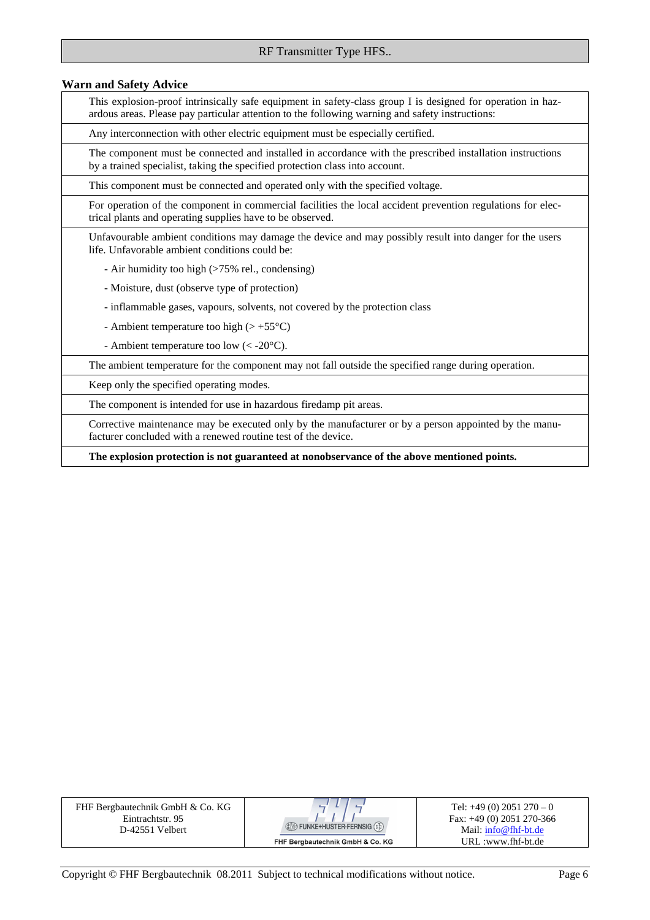## Warn and Safety Advice

This explosion-proof intrinsically safe equipment in safety-class group I is designed for operation in hazardous areas. Please pay particular attention to the following warning and safety instructions:

Any interconnection with other electric equipment must be especially certified.

The component must be connected and installed in accordance with the prescribed installation instructions by a trained specialist, taking the specified protection class into account.

This component must be connected and operated only with the specified voltage.

For operation of the component in commercial facilities the local accident prevention regulations for electrical plants and operating supplies have to be observed.

Unfavourable ambient conditions may damage the device and may possibly result into danger for the users life. Unfavorable ambient conditions could be:

- Air humidity too high (>75% rel., condensing)
- Moisture, dust (observe type of protection)
- inflammable gases, vapours, solvents, not covered by the protection class
- Ambient temperature too high (> +55°C)
- Ambient temperature too low (< -20°C).

The ambient temperature for the component may not fall outside the specified range during operation.

Keep only the specified operating modes.

The component is intended for use in hazardous firedamp pit areas.

Corrective maintenance may be executed only by the manufacturer or by a person appointed by the manufacturer concluded with a renewed routine test of the device.

**The explosion protection is not guaranteed at nonobservance of the above mentioned points.**

| FHF Bergbautechnik GmbH & Co. KG<br>Eintrachtstr. 95<br>D-42551 Velbert | FUNKE+HUSTER·FERNSIG<br>FHF Bergbautechnik GmbH & Co. KG | Tel: +49 (0) 2051 270 – 0<br>Fax: +49 (0) 2051 270-366<br>Mail: info@fhf-bt.de<br>URL :www.fhf-bt.de |
|---|---|---|

Copyright © FHF Bergbautechnik 08.2011 Subject to technical modifications without notice.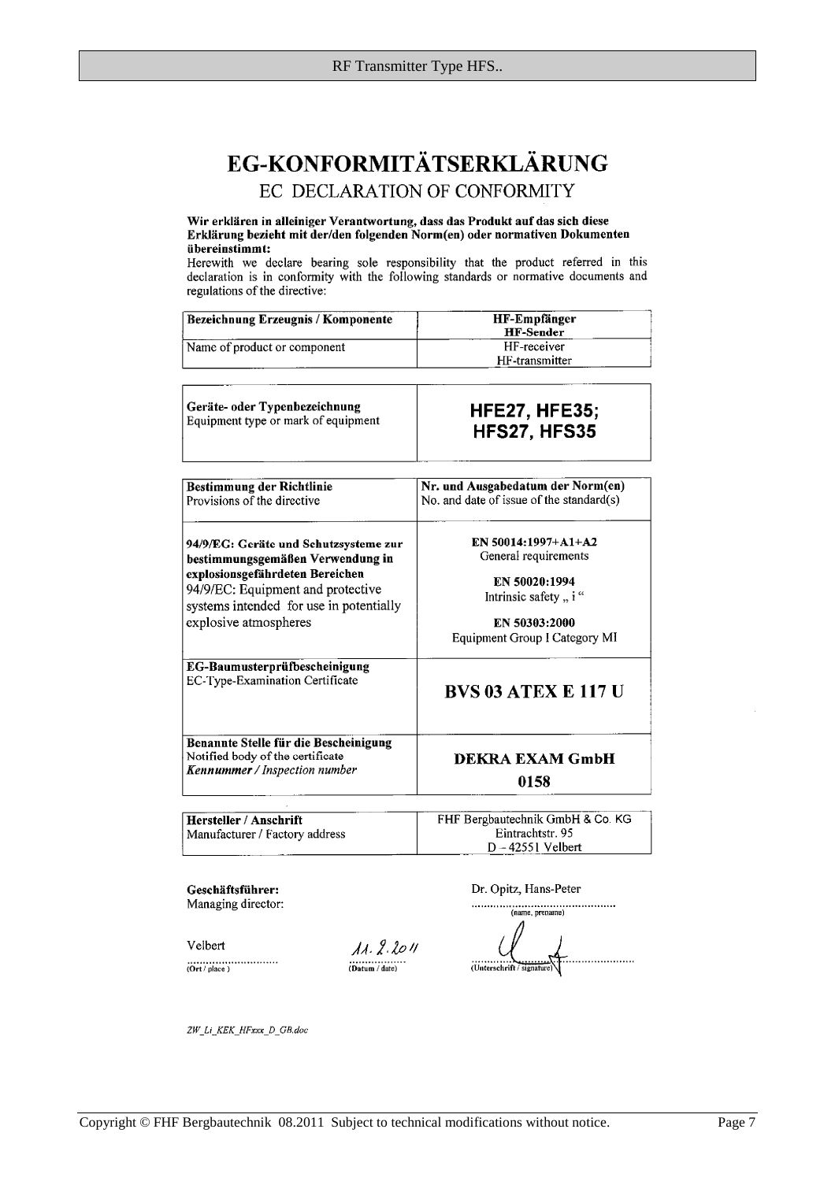# EG-KONFORMITÄTSERKLÄRUNG

## EC DECLARATION OF CONFORMITY

**Wir erklären in alleiniger Verantwortung, dass das Produkt auf das sich diese Erklärung bezieht mit der/den folgenden Norm(en) oder normativen Dokumenten übereinstimmt:**
Herewith we declare bearing sole responsibility that the product referred in this declaration is in conformity with the following standards or normative documents and regulations of the directive:

| | |
|---|---|
| **Bezeichnung Erzeugnis / Komponente** | **HF-Empfänger**<br>**HF-Sender** |
| Name of product or component | HF-receiver<br>HF-transmitter |

| | |
|---|---|
| **Geräte- oder Typenbezeichnung**<br>Equipment type or mark of equipment | **HFE27, HFE35;**<br>**HFS27, HFS35** |

| **Bestimmung der Richtlinie**<br>Provisions of the directive | **Nr. und Ausgabedatum der Norm(en)**<br>No. and date of issue of the standard(s) |
|---|---|
| **94/9/EG: Geräte und Schutzsysteme zur bestimmungsgemäßen Verwendung in explosionsgefährdeten Bereichen**<br>94/9/EC: Equipment and protective systems intended for use in potentially explosive atmospheres | **EN 50014:1997+A1+A2**<br>General requirements<br><br>**EN 50020:1994**<br>Intrinsic safety „ i "<br><br>**EN 50303:2000**<br>Equipment Group I Category MI |
| **EG-Baumusterprüfbescheinigung**<br>EC-Type-Examination Certificate | **BVS 03 ATEX E 117 U** |
| **Benannte Stelle für die Bescheinigung**<br>Notified body of the certificate<br>***Kennummer / Inspection number*** | **DEKRA EXAM GmbH**<br>**0158** |

| | |
|---|---|
| **Hersteller / Anschrift**<br>Manufacturer / Factory address | FHF Bergbautechnik GmbH & Co. KG<br>Eintrachtstr. 95<br>D – 42551 Velbert |

**Geschäftsführer:**
Managing director:

Dr. Opitz, Hans-Peter
(name, prename)

Velbert
(Ort / place)

11.9.2011
(Datum / date)

[signature]
(Unterschrift / signature)

*ZW_Li_KEK_HFxxx_D_GB.doc*